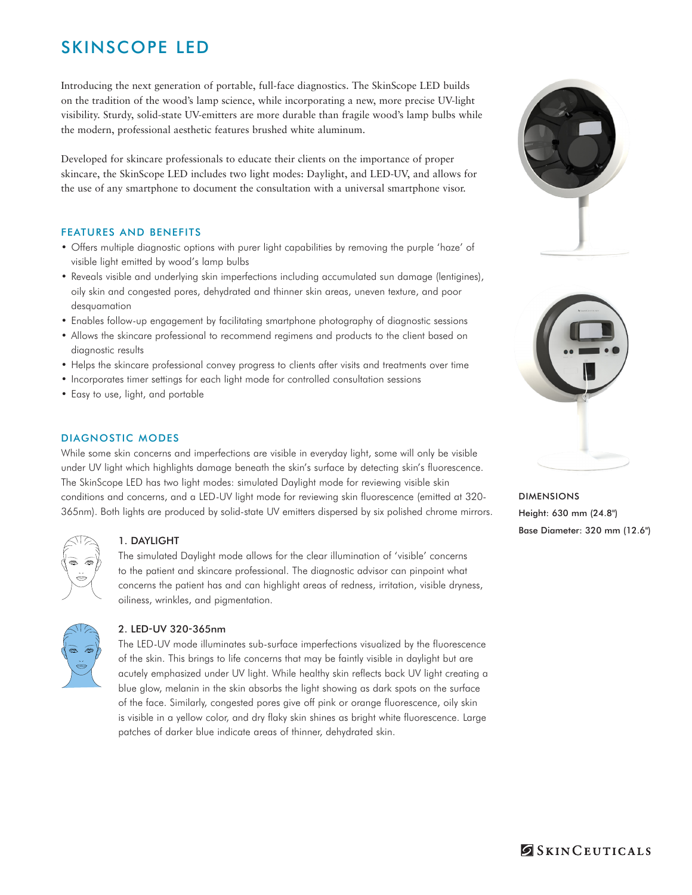# SKINSCOPE LED

Introducing the next generation of portable, full-face diagnostics. The SkinScope LED builds on the tradition of the wood's lamp science, while incorporating a new, more precise UV-light visibility. Sturdy, solid-state UV-emitters are more durable than fragile wood's lamp bulbs while the modern, professional aesthetic features brushed white aluminum.

Developed for skincare professionals to educate their clients on the importance of proper skincare, the SkinScope LED includes two light modes: Daylight, and LED-UV, and allows for the use of any smartphone to document the consultation with a universal smartphone visor.

## FEATURES AND BENEFITS

- Offers multiple diagnostic options with purer light capabilities by removing the purple 'haze' of visible light emitted by wood's lamp bulbs
- Reveals visible and underlying skin imperfections including accumulated sun damage (lentigines), oily skin and congested pores, dehydrated and thinner skin areas, uneven texture, and poor desquamation
- Enables follow-up engagement by facilitating smartphone photography of diagnostic sessions
- Allows the skincare professional to recommend regimens and products to the client based on diagnostic results
- Helps the skincare professional convey progress to clients after visits and treatments over time
- Incorporates timer settings for each light mode for controlled consultation sessions
- Easy to use, light, and portable

## DIAGNOSTIC MODES

While some skin concerns and imperfections are visible in everyday light, some will only be visible under UV light which highlights damage beneath the skin's surface by detecting skin's fluorescence. The SkinScope LED has two light modes: simulated Daylight mode for reviewing visible skin conditions and concerns, and a LED-UV light mode for reviewing skin fluorescence (emitted at 320-365nm). Both lights are produced by solid-state UV emitters dispersed by six polished chrome mirrors.

### 1. DAYLIGHT

The simulated Daylight mode allows for the clear illumination of 'visible' concerns to the patient and skincare professional. The diagnostic advisor can pinpoint what concerns the patient has and can highlight areas of redness, irritation, visible dryness, oiliness, wrinkles, and pigmentation.

### 2. LED-UV 320-365nm

The LED-UV mode illuminates sub-surface imperfections visualized by the fluorescence of the skin. This brings to life concerns that may be faintly visible in daylight but are acutely emphasized under UV light. While healthy skin reflects back UV light creating a blue glow, melanin in the skin absorbs the light showing as dark spots on the surface of the face. Similarly, congested pores give off pink or orange fluorescence, oily skin is visible in a yellow color, and dry flaky skin shines as bright white fluorescence. Large patches of darker blue indicate areas of thinner, dehydrated skin.

## DIMENSIONS

Height: 630 mm (24.8")

Base Diameter: 320 mm (12.6")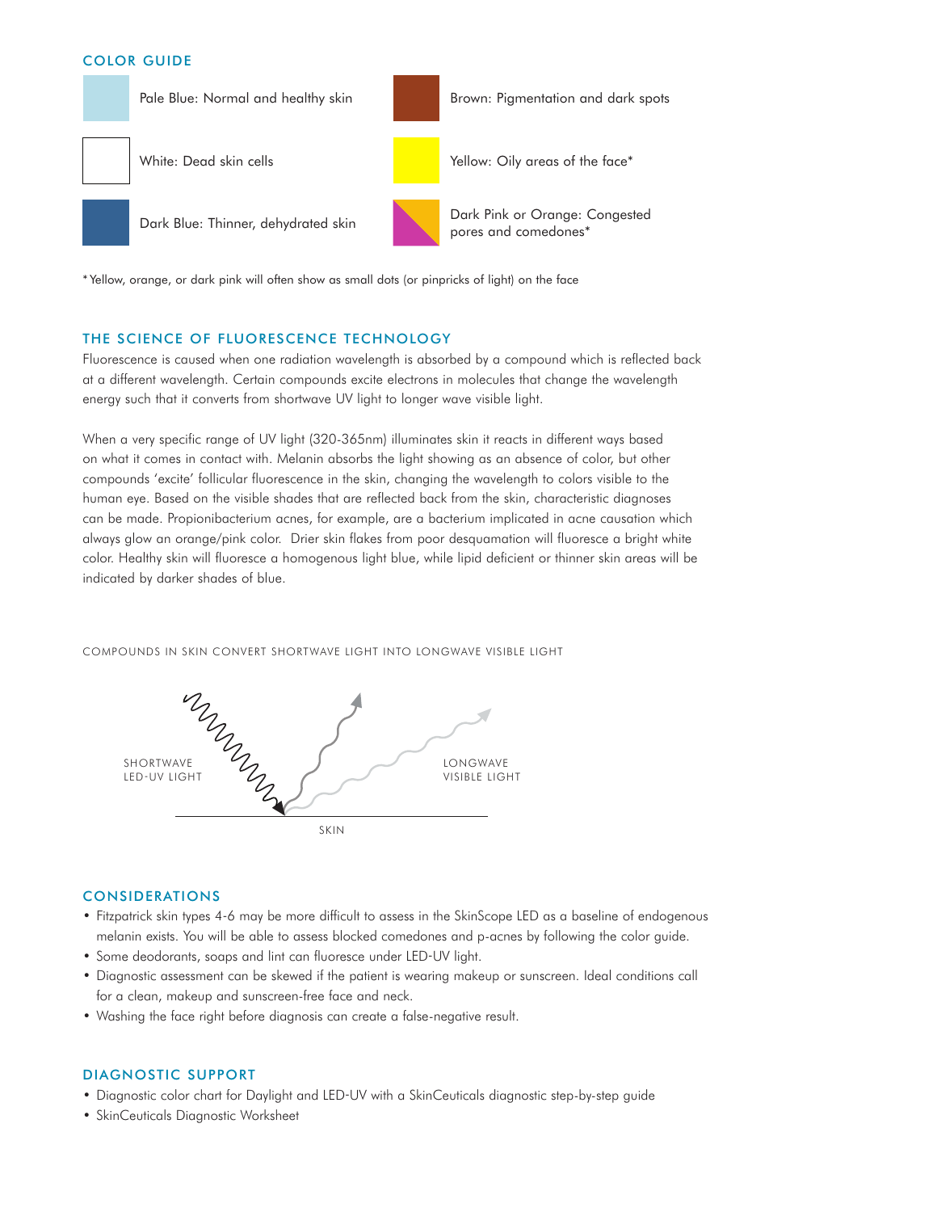## COLOR GUIDE

Pale Blue: Normal and healthy skin

White: Dead skin cells

Dark Blue: Thinner, dehydrated skin

Brown: Pigmentation and dark spots

Yellow: Oily areas of the face*

Dark Pink or Orange: Congested pores and comedones*

*Yellow, orange, or dark pink will often show as small dots (or pinpricks of light) on the face

## THE SCIENCE OF FLUORESCENCE TECHNOLOGY

Fluorescence is caused when one radiation wavelength is absorbed by a compound which is reflected back at a different wavelength. Certain compounds excite electrons in molecules that change the wavelength energy such that it converts from shortwave UV light to longer wave visible light.

When a very specific range of UV light (320-365nm) illuminates skin it reacts in different ways based on what it comes in contact with. Melanin absorbs the light showing as an absence of color, but other compounds 'excite' follicular fluorescence in the skin, changing the wavelength to colors visible to the human eye. Based on the visible shades that are reflected back from the skin, characteristic diagnoses can be made. Propionibacterium acnes, for example, are a bacterium implicated in acne causation which always glow an orange/pink color. Drier skin flakes from poor desquamation will fluoresce a bright white color. Healthy skin will fluoresce a homogenous light blue, while lipid deficient or thinner skin areas will be indicated by darker shades of blue.

COMPOUNDS IN SKIN CONVERT SHORTWAVE LIGHT INTO LONGWAVE VISIBLE LIGHT

SHORTWAVE LED-UV LIGHT

LONGWAVE VISIBLE LIGHT

SKIN

## CONSIDERATIONS

- Fitzpatrick skin types 4-6 may be more difficult to assess in the SkinScope LED as a baseline of endogenous melanin exists. You will be able to assess blocked comedones and p-acnes by following the color guide.
- Some deodorants, soaps and lint can fluoresce under LED-UV light.
- Diagnostic assessment can be skewed if the patient is wearing makeup or sunscreen. Ideal conditions call for a clean, makeup and sunscreen-free face and neck.
- Washing the face right before diagnosis can create a false-negative result.

## DIAGNOSTIC SUPPORT

- Diagnostic color chart for Daylight and LED-UV with a SkinCeuticals diagnostic step-by-step guide
- SkinCeuticals Diagnostic Worksheet